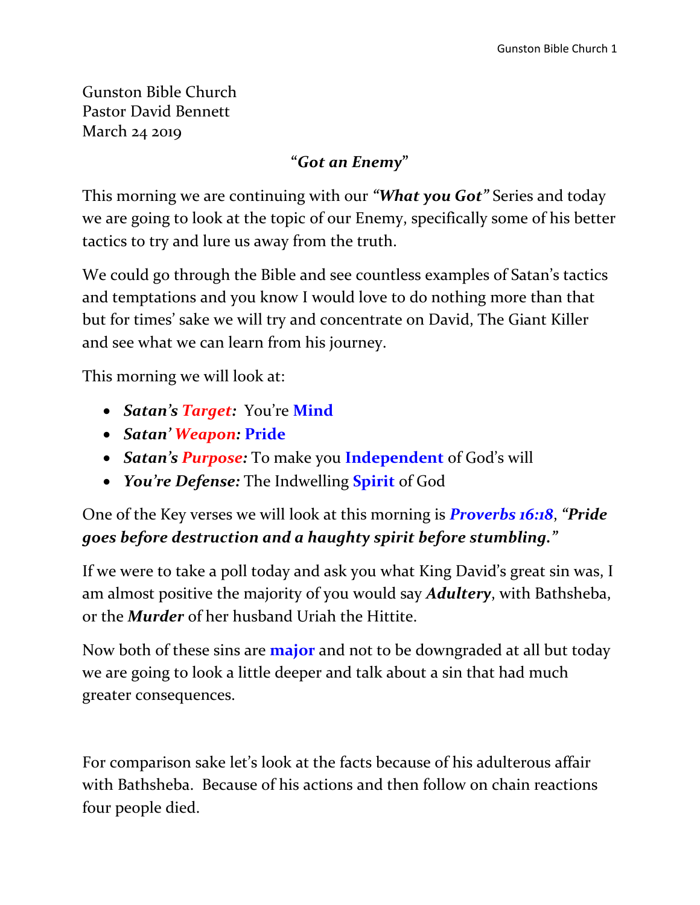Gunston Bible Church
Pastor David Bennett
March 24 2019

## "*Got an Enemy*"

This morning we are continuing with our ***"What you Got"*** Series and today we are going to look at the topic of our Enemy, specifically some of his better tactics to try and lure us away from the truth.

We could go through the Bible and see countless examples of Satan's tactics and temptations and you know I would love to do nothing more than that but for times' sake we will try and concentrate on David, The Giant Killer and see what we can learn from his journey.

This morning we will look at:

- ***Satan's Target:*** You're **Mind**
- ***Satan' Weapon:*** **Pride**
- ***Satan's Purpose:*** To make you **Independent** of God's will
- ***You're Defense:*** The Indwelling **Spirit** of God

One of the Key verses we will look at this morning is ***Proverbs 16:18***, ***"Pride goes before destruction and a haughty spirit before stumbling."***

If we were to take a poll today and ask you what King David's great sin was, I am almost positive the majority of you would say ***Adultery***, with Bathsheba, or the ***Murder*** of her husband Uriah the Hittite.

Now both of these sins are **major** and not to be downgraded at all but today we are going to look a little deeper and talk about a sin that had much greater consequences.

For comparison sake let's look at the facts because of his adulterous affair with Bathsheba. Because of his actions and then follow on chain reactions four people died.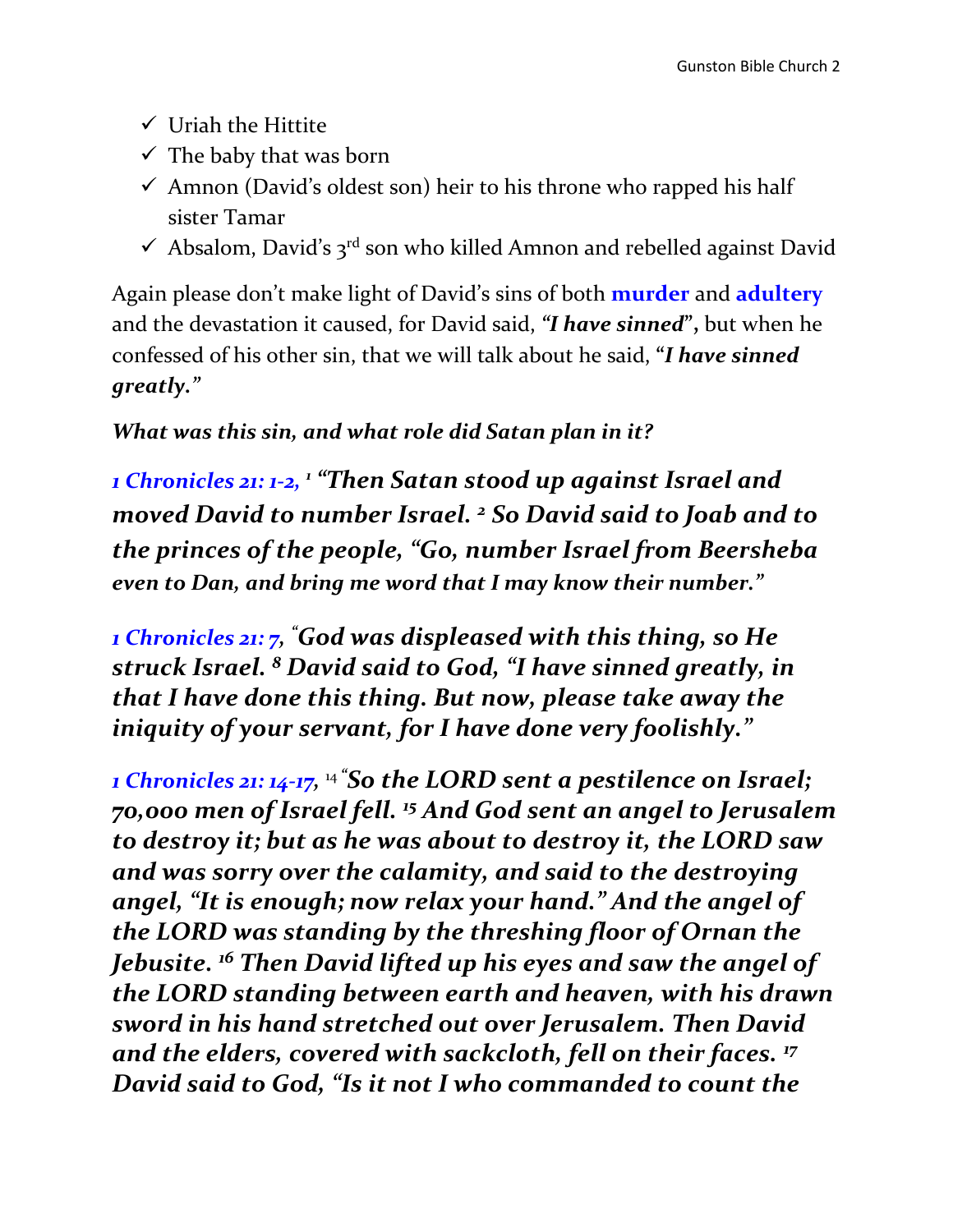- ✓ Uriah the Hittite
- ✓ The baby that was born
- ✓ Amnon (David's oldest son) heir to his throne who rapped his half sister Tamar
- ✓ Absalom, David's 3rd son who killed Amnon and rebelled against David

Again please don't make light of David's sins of both **murder** and **adultery** and the devastation it caused, for David said, ***"I have sinned*"**, but when he confessed of his other sin, that we will talk about he said, "***I have sinned greatly."***

***What was this sin, and what role did Satan plan in it?***

*1 Chronicles 21: 1-2,* ***[1] "Then Satan stood up against Israel and moved David to number Israel. [2] So David said to Joab and to the princes of the people, "Go, number Israel from Beersheba even to Dan, and bring me word that I may know their number."***

*1 Chronicles 21: 7,* ***"God was displeased with this thing, so He struck Israel. [8] David said to God, "I have sinned greatly, in that I have done this thing. But now, please take away the iniquity of your servant, for I have done very foolishly."***

*1 Chronicles 21: 14-17,* ***[14] "So the LORD sent a pestilence on Israel; 70,000 men of Israel fell. [15] And God sent an angel to Jerusalem to destroy it; but as he was about to destroy it, the LORD saw and was sorry over the calamity, and said to the destroying angel, "It is enough; now relax your hand." And the angel of the LORD was standing by the threshing floor of Ornan the Jebusite. [16] Then David lifted up his eyes and saw the angel of the LORD standing between earth and heaven, with his drawn sword in his hand stretched out over Jerusalem. Then David and the elders, covered with sackcloth, fell on their faces. [17] David said to God, "Is it not I who commanded to count the***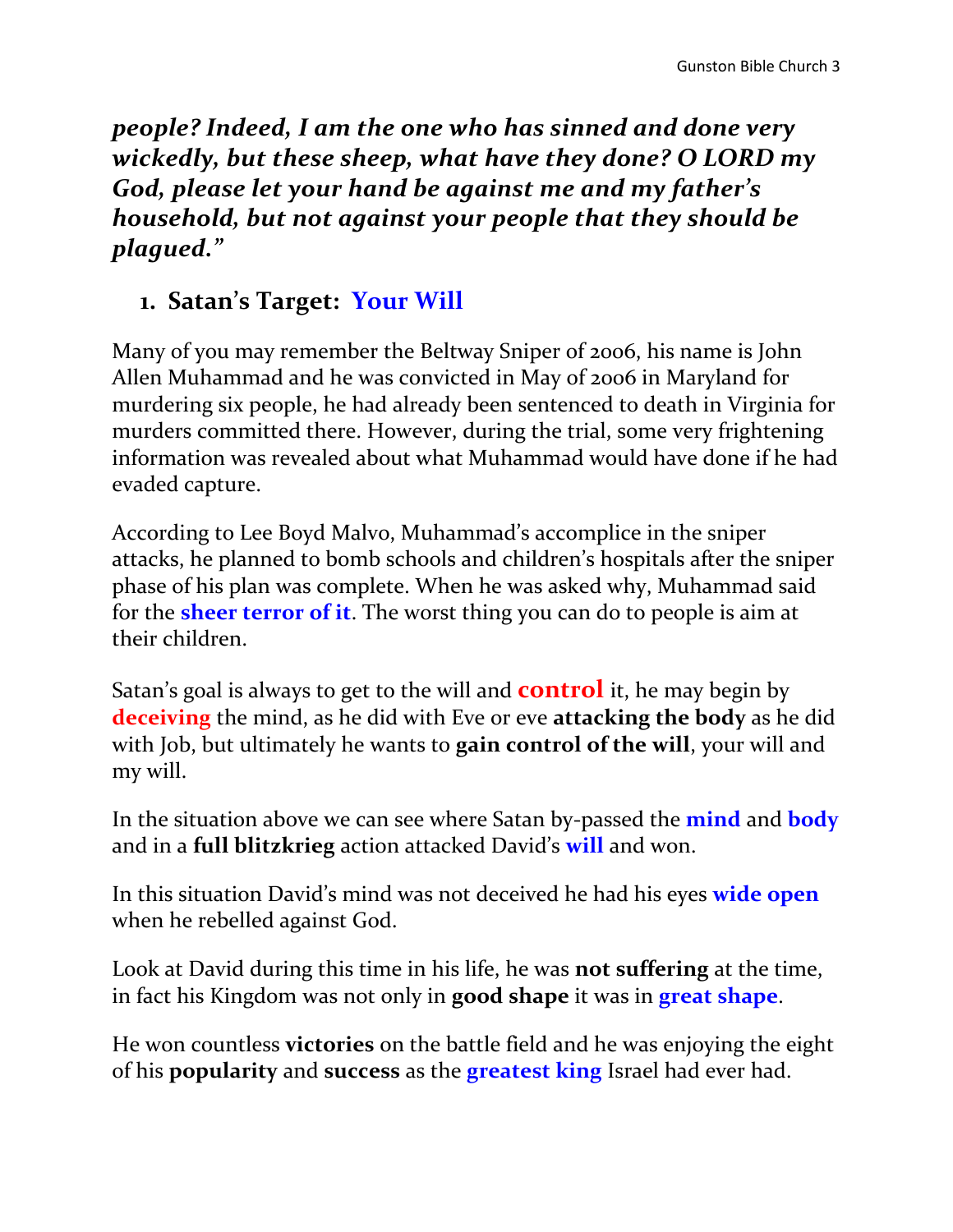***people? Indeed, I am the one who has sinned and done very wickedly, but these sheep, what have they done? O LORD my God, please let your hand be against me and my father's household, but not against your people that they should be plagued."***

## 1. Satan's Target: Your Will

Many of you may remember the Beltway Sniper of 2006, his name is John Allen Muhammad and he was convicted in May of 2006 in Maryland for murdering six people, he had already been sentenced to death in Virginia for murders committed there. However, during the trial, some very frightening information was revealed about what Muhammad would have done if he had evaded capture.

According to Lee Boyd Malvo, Muhammad's accomplice in the sniper attacks, he planned to bomb schools and children's hospitals after the sniper phase of his plan was complete. When he was asked why, Muhammad said for the **sheer terror of it**. The worst thing you can do to people is aim at their children.

Satan's goal is always to get to the will and **control** it, he may begin by **deceiving** the mind, as he did with Eve or eve **attacking the body** as he did with Job, but ultimately he wants to **gain control of the will**, your will and my will.

In the situation above we can see where Satan by-passed the **mind** and **body** and in a **full blitzkrieg** action attacked David's **will** and won.

In this situation David's mind was not deceived he had his eyes **wide open** when he rebelled against God.

Look at David during this time in his life, he was **not suffering** at the time, in fact his Kingdom was not only in **good shape** it was in **great shape**.

He won countless **victories** on the battle field and he was enjoying the eight of his **popularity** and **success** as the **greatest king** Israel had ever had.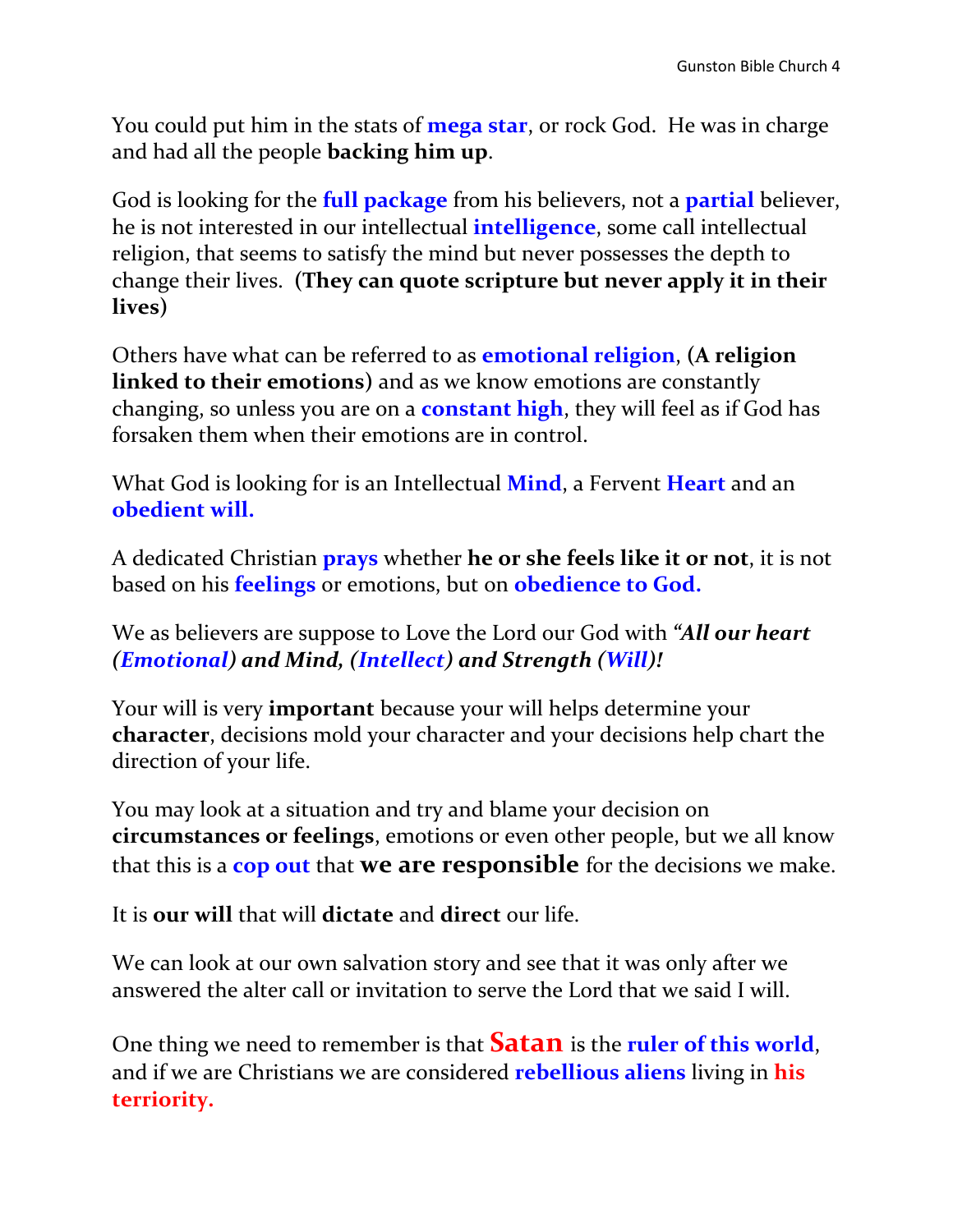You could put him in the stats of **mega star**, or rock God.  He was in charge and had all the people **backing him up**.

God is looking for the **full package** from his believers, not a **partial** believer, he is not interested in our intellectual **intelligence**, some call intellectual religion, that seems to satisfy the mind but never possesses the depth to change their lives.  **(They can quote scripture but never apply it in their lives)**

Others have what can be referred to as **emotional religion**, **(A religion linked to their emotions)** and as we know emotions are constantly changing, so unless you are on a **constant high**, they will feel as if God has forsaken them when their emotions are in control.

What God is looking for is an Intellectual **Mind**, a Fervent **Heart** and an **obedient will.**

A dedicated Christian **prays** whether **he or she feels like it or not**, it is not based on his **feelings** or emotions, but on **obedience to God.**

We as believers are suppose to Love the Lord our God with ***"All our heart (Emotional) and Mind, (Intellect) and Strength (Will)!***

Your will is very **important** because your will helps determine your **character**, decisions mold your character and your decisions help chart the direction of your life.

You may look at a situation and try and blame your decision on **circumstances or feelings**, emotions or even other people, but we all know that this is a **cop out** that **we are responsible** for the decisions we make.

It is **our will** that will **dictate** and **direct** our life.

We can look at our own salvation story and see that it was only after we answered the alter call or invitation to serve the Lord that we said I will.

One thing we need to remember is that **Satan** is the **ruler of this world**, and if we are Christians we are considered **rebellious aliens** living in **his terriority.**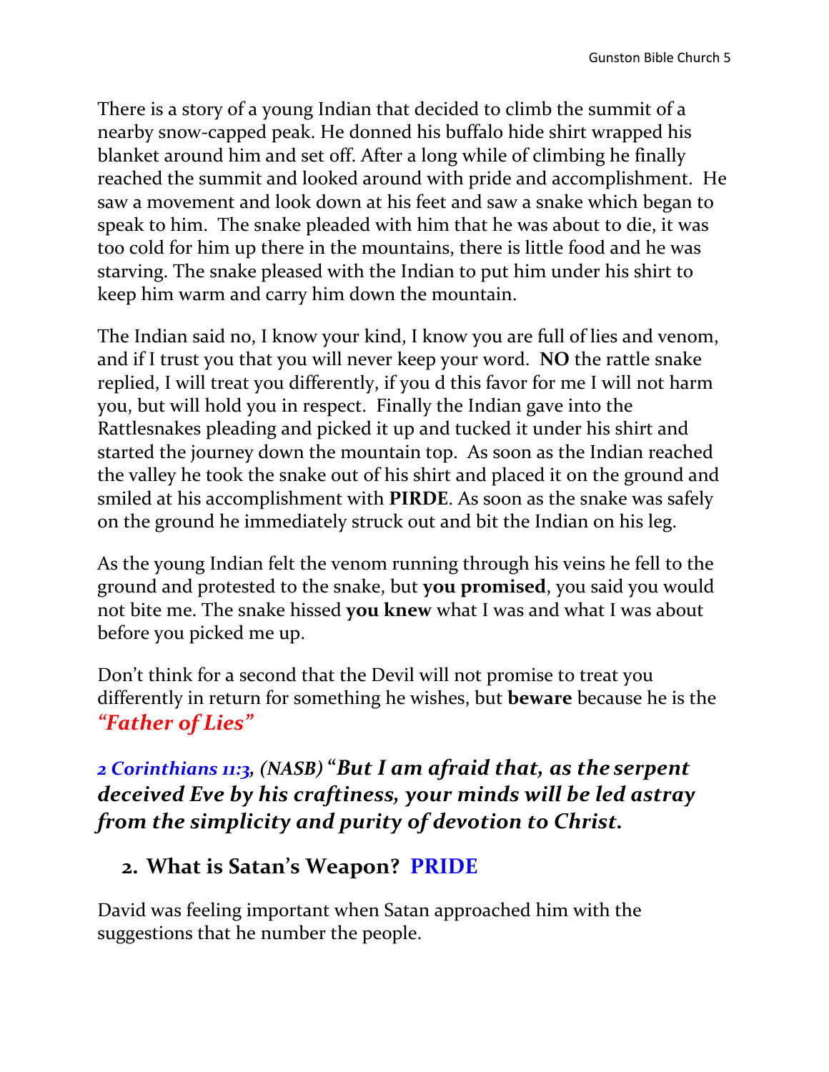There is a story of a young Indian that decided to climb the summit of a nearby snow-capped peak. He donned his buffalo hide shirt wrapped his blanket around him and set off. After a long while of climbing he finally reached the summit and looked around with pride and accomplishment. He saw a movement and look down at his feet and saw a snake which began to speak to him. The snake pleaded with him that he was about to die, it was too cold for him up there in the mountains, there is little food and he was starving. The snake pleased with the Indian to put him under his shirt to keep him warm and carry him down the mountain.

The Indian said no, I know your kind, I know you are full of lies and venom, and if I trust you that you will never keep your word. **NO** the rattle snake replied, I will treat you differently, if you d this favor for me I will not harm you, but will hold you in respect. Finally the Indian gave into the Rattlesnakes pleading and picked it up and tucked it under his shirt and started the journey down the mountain top. As soon as the Indian reached the valley he took the snake out of his shirt and placed it on the ground and smiled at his accomplishment with **PIRDE**. As soon as the snake was safely on the ground he immediately struck out and bit the Indian on his leg.

As the young Indian felt the venom running through his veins he fell to the ground and protested to the snake, but **you promised**, you said you would not bite me. The snake hissed **you knew** what I was and what I was about before you picked me up.

Don't think for a second that the Devil will not promise to treat you differently in return for something he wishes, but **beware** because he is the ***"Father of Lies"***

***2 Corinthians 11:3, (NASB) "But I am afraid that, as the serpent deceived Eve by his craftiness, your minds will be led astray from the simplicity and purity of devotion to Christ.***

## 2. What is Satan's Weapon? PRIDE

David was feeling important when Satan approached him with the suggestions that he number the people.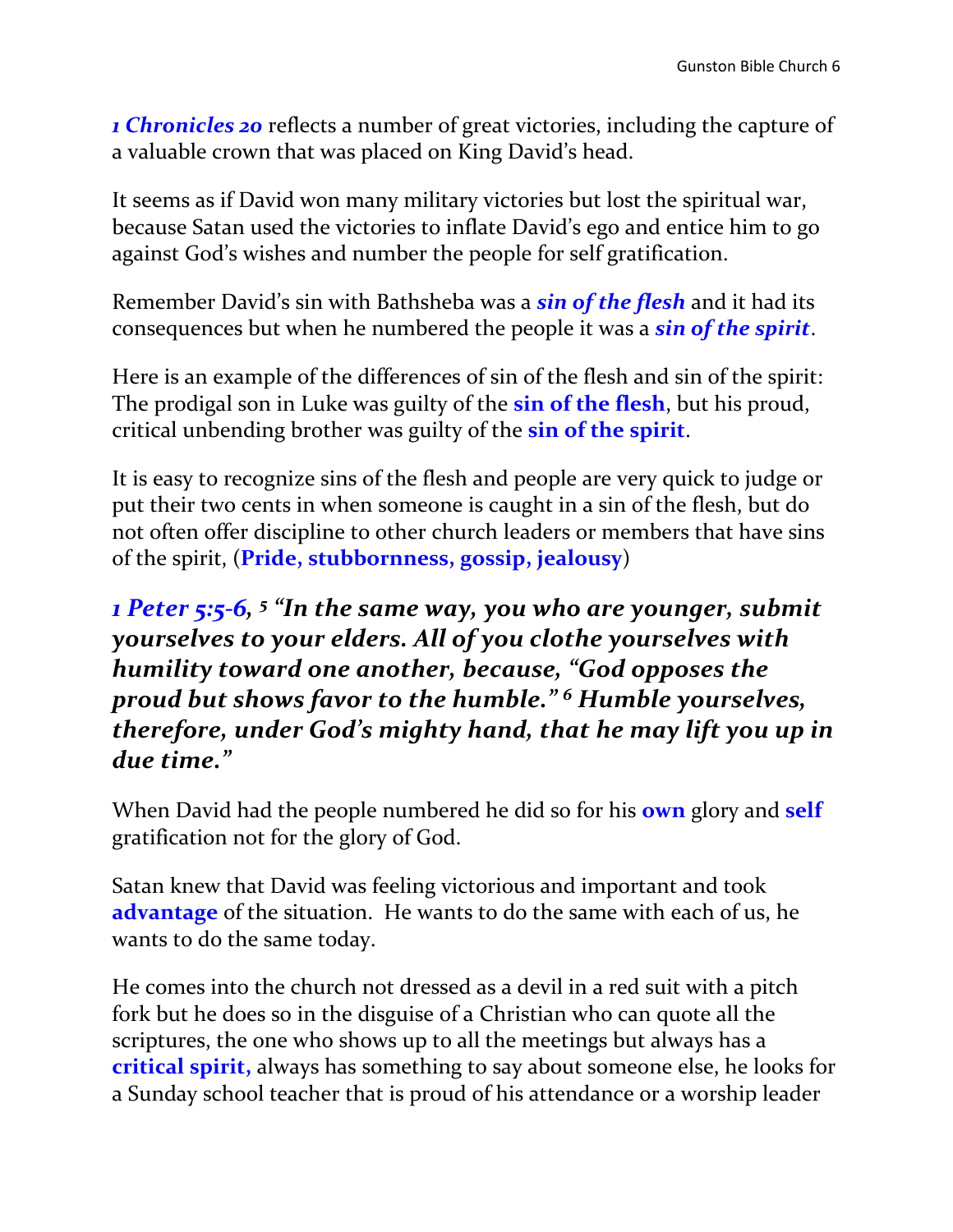***1 Chronicles 20*** reflects a number of great victories, including the capture of a valuable crown that was placed on King David's head.

It seems as if David won many military victories but lost the spiritual war, because Satan used the victories to inflate David's ego and entice him to go against God's wishes and number the people for self gratification.

Remember David's sin with Bathsheba was a ***sin of the flesh*** and it had its consequences but when he numbered the people it was a ***sin of the spirit***.

Here is an example of the differences of sin of the flesh and sin of the spirit: The prodigal son in Luke was guilty of the **sin of the flesh**, but his proud, critical unbending brother was guilty of the **sin of the spirit**.

It is easy to recognize sins of the flesh and people are very quick to judge or put their two cents in when someone is caught in a sin of the flesh, but do not often offer discipline to other church leaders or members that have sins of the spirit, (**Pride, stubbornness, gossip, jealousy**)

***1 Peter 5:5-6, 5 "In the same way, you who are younger, submit yourselves to your elders. All of you clothe yourselves with humility toward one another, because, "God opposes the proud but shows favor to the humble." 6 Humble yourselves, therefore, under God's mighty hand, that he may lift you up in due time."***

When David had the people numbered he did so for his **own** glory and **self** gratification not for the glory of God.

Satan knew that David was feeling victorious and important and took **advantage** of the situation. He wants to do the same with each of us, he wants to do the same today.

He comes into the church not dressed as a devil in a red suit with a pitch fork but he does so in the disguise of a Christian who can quote all the scriptures, the one who shows up to all the meetings but always has a **critical spirit,** always has something to say about someone else, he looks for a Sunday school teacher that is proud of his attendance or a worship leader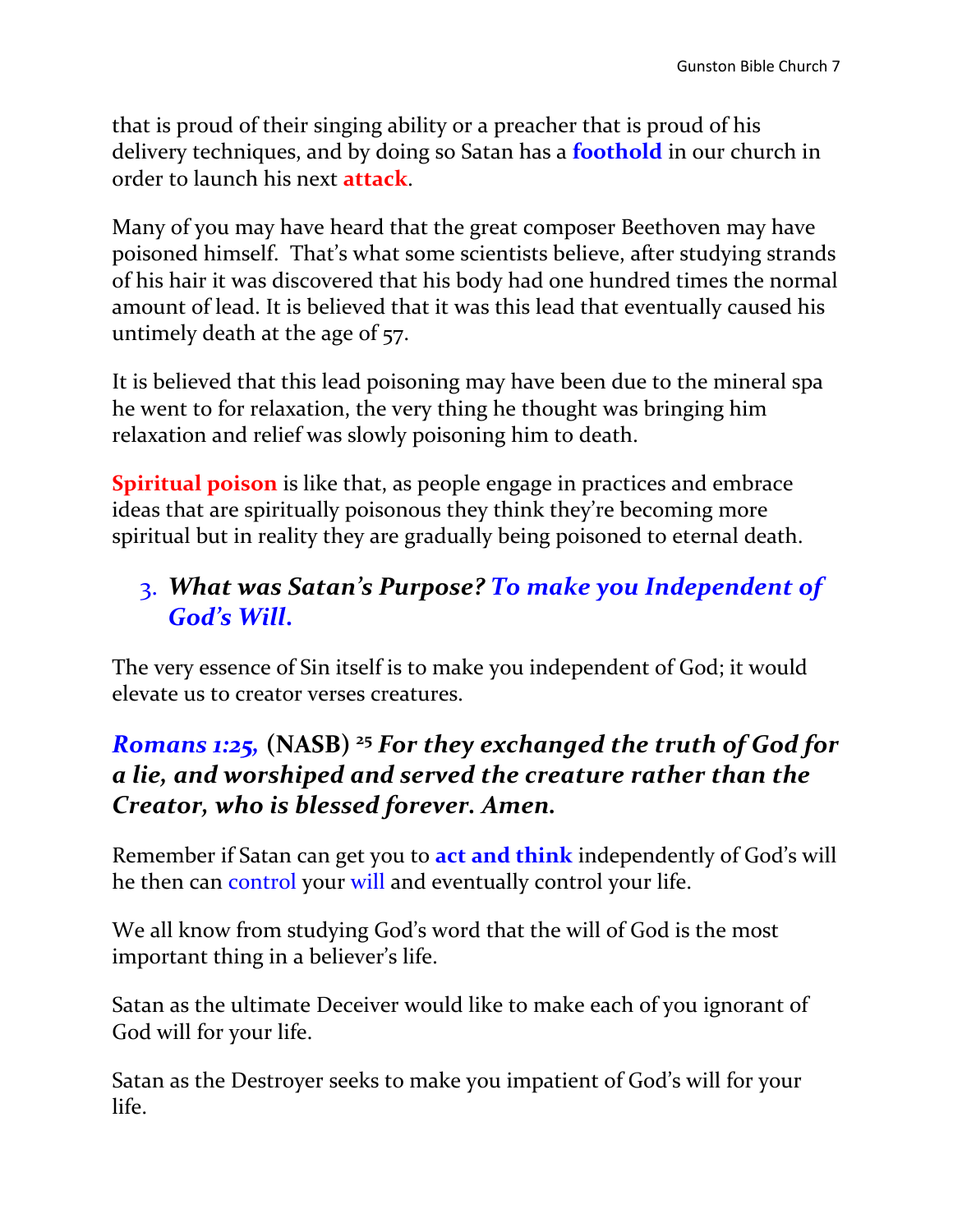that is proud of their singing ability or a preacher that is proud of his delivery techniques, and by doing so Satan has a **foothold** in our church in order to launch his next **attack**.

Many of you may have heard that the great composer Beethoven may have poisoned himself. That's what some scientists believe, after studying strands of his hair it was discovered that his body had one hundred times the normal amount of lead. It is believed that it was this lead that eventually caused his untimely death at the age of 57.

It is believed that this lead poisoning may have been due to the mineral spa he went to for relaxation, the very thing he thought was bringing him relaxation and relief was slowly poisoning him to death.

**Spiritual poison** is like that, as people engage in practices and embrace ideas that are spiritually poisonous they think they're becoming more spiritual but in reality they are gradually being poisoned to eternal death.

### 3. *What was Satan's Purpose? To make you Independent of God's Will.*

The very essence of Sin itself is to make you independent of God; it would elevate us to creator verses creatures.

### *Romans 1:25,* (NASB) [25] *For they exchanged the truth of God for a lie, and worshiped and served the creature rather than the Creator, who is blessed forever. Amen.*

Remember if Satan can get you to **act and think** independently of God's will he then can control your will and eventually control your life.

We all know from studying God's word that the will of God is the most important thing in a believer's life.

Satan as the ultimate Deceiver would like to make each of you ignorant of God will for your life.

Satan as the Destroyer seeks to make you impatient of God's will for your life.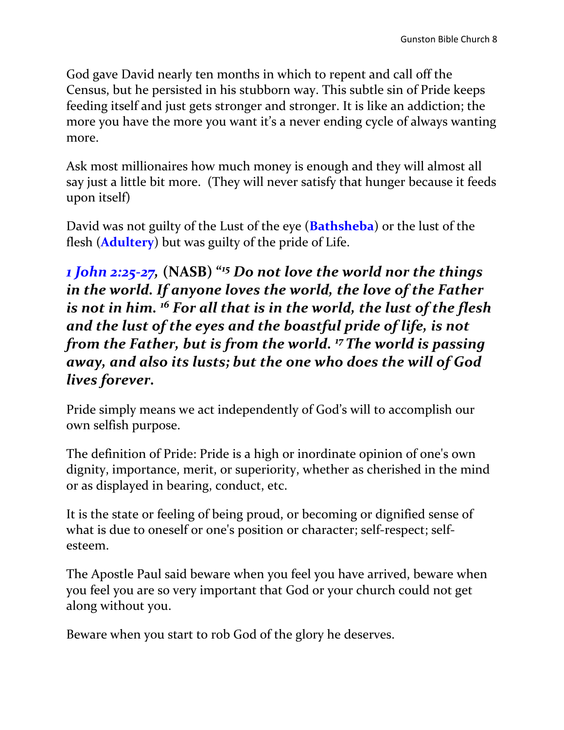God gave David nearly ten months in which to repent and call off the Census, but he persisted in his stubborn way. This subtle sin of Pride keeps feeding itself and just gets stronger and stronger. It is like an addiction; the more you have the more you want it's a never ending cycle of always wanting more.

Ask most millionaires how much money is enough and they will almost all say just a little bit more. (They will never satisfy that hunger because it feeds upon itself)

David was not guilty of the Lust of the eye (**Bathsheba**) or the lust of the flesh (**Adultery**) but was guilty of the pride of Life.

***1 John 2:25-27*, (NASB) "[15] Do not love the world nor the things in the world. If anyone loves the world, the love of the Father is not in him. [16] For all that is in the world, the lust of the flesh and the lust of the eyes and the boastful pride of life, is not from the Father, but is from the world. [17] The world is passing away, and also its lusts; but the one who does the will of God lives forever.**

Pride simply means we act independently of God's will to accomplish our own selfish purpose.

The definition of Pride: Pride is a high or inordinate opinion of one's own dignity, importance, merit, or superiority, whether as cherished in the mind or as displayed in bearing, conduct, etc.

It is the state or feeling of being proud, or becoming or dignified sense of what is due to oneself or one's position or character; self-respect; self-esteem.

The Apostle Paul said beware when you feel you have arrived, beware when you feel you are so very important that God or your church could not get along without you.

Beware when you start to rob God of the glory he deserves.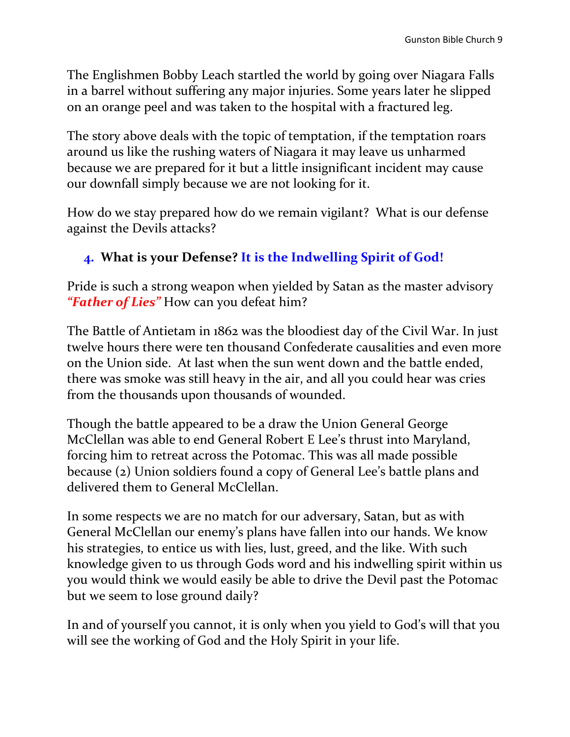The Englishmen Bobby Leach startled the world by going over Niagara Falls in a barrel without suffering any major injuries. Some years later he slipped on an orange peel and was taken to the hospital with a fractured leg.

The story above deals with the topic of temptation, if the temptation roars around us like the rushing waters of Niagara it may leave us unharmed because we are prepared for it but a little insignificant incident may cause our downfall simply because we are not looking for it.

How do we stay prepared how do we remain vigilant?  What is our defense against the Devils attacks?

4. **What is your Defense? It is the Indwelling Spirit of God!**

Pride is such a strong weapon when yielded by Satan as the master advisory ***"Father of Lies"*** How can you defeat him?

The Battle of Antietam in 1862 was the bloodiest day of the Civil War. In just twelve hours there were ten thousand Confederate causalities and even more on the Union side.  At last when the sun went down and the battle ended, there was smoke was still heavy in the air, and all you could hear was cries from the thousands upon thousands of wounded.

Though the battle appeared to be a draw the Union General George McClellan was able to end General Robert E Lee's thrust into Maryland, forcing him to retreat across the Potomac. This was all made possible because (2) Union soldiers found a copy of General Lee's battle plans and delivered them to General McClellan.

In some respects we are no match for our adversary, Satan, but as with General McClellan our enemy's plans have fallen into our hands. We know his strategies, to entice us with lies, lust, greed, and the like. With such knowledge given to us through Gods word and his indwelling spirit within us you would think we would easily be able to drive the Devil past the Potomac but we seem to lose ground daily?

In and of yourself you cannot, it is only when you yield to God's will that you will see the working of God and the Holy Spirit in your life.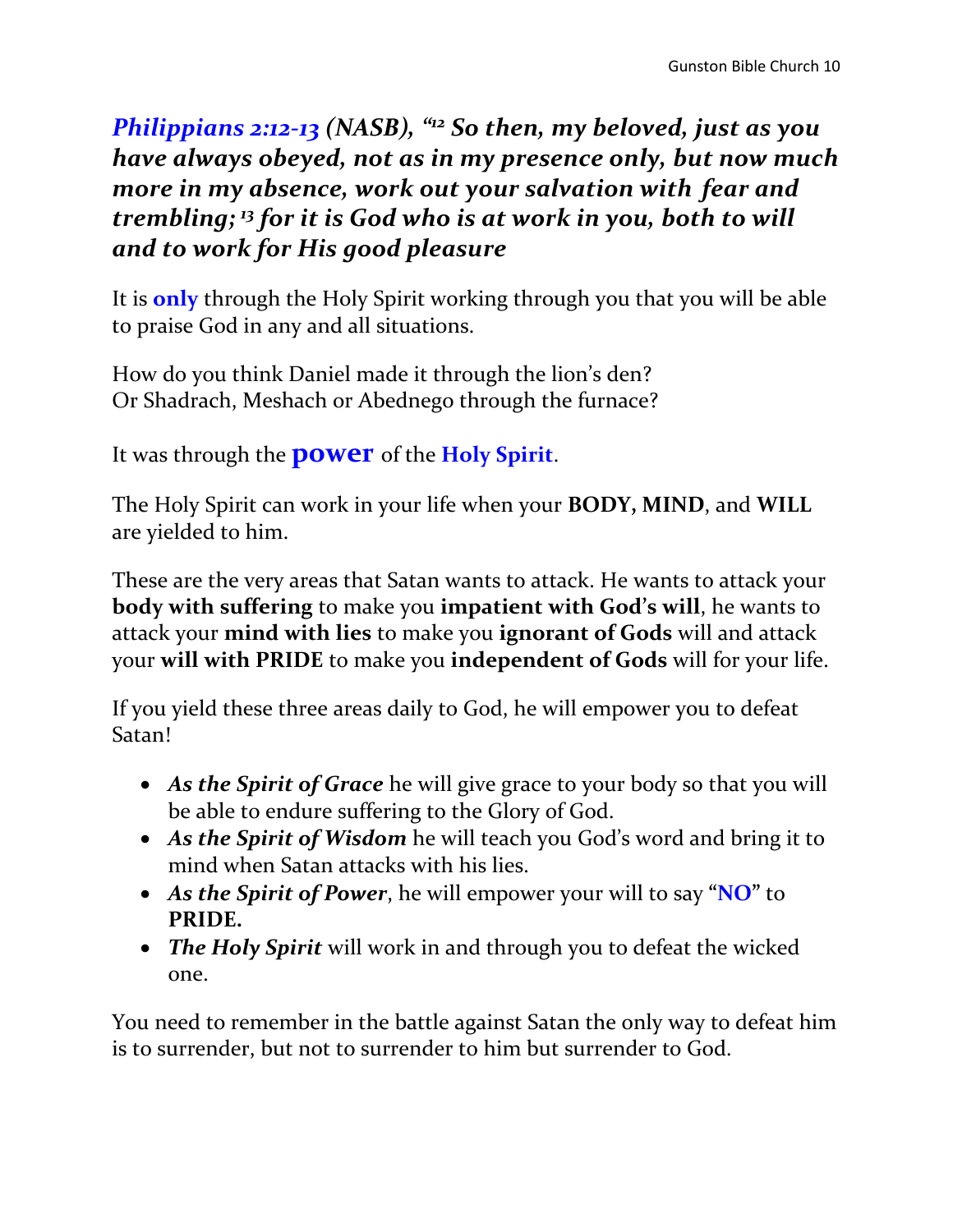***Philippians 2:12-13* (NASB), "[12] So then, my beloved, just as you have always obeyed, not as in my presence only, but now much more in my absence, work out your salvation with fear and trembling; [13] for it is God who is at work in you, both to will and to work for His good pleasure**

It is **only** through the Holy Spirit working through you that you will be able to praise God in any and all situations.

How do you think Daniel made it through the lion's den?
Or Shadrach, Meshach or Abednego through the furnace?

It was through the **power** of the **Holy Spirit**.

The Holy Spirit can work in your life when your **BODY, MIND**, and **WILL** are yielded to him.

These are the very areas that Satan wants to attack. He wants to attack your **body with suffering** to make you **impatient with God's will**, he wants to attack your **mind with lies** to make you **ignorant of Gods** will and attack your **will with PRIDE** to make you **independent of Gods** will for your life.

If you yield these three areas daily to God, he will empower you to defeat Satan!

- ***As the Spirit of Grace*** he will give grace to your body so that you will be able to endure suffering to the Glory of God.
- ***As the Spirit of Wisdom*** he will teach you God's word and bring it to mind when Satan attacks with his lies.
- ***As the Spirit of Power***, he will empower your will to say "**NO**" to **PRIDE.**
- ***The Holy Spirit*** will work in and through you to defeat the wicked one.

You need to remember in the battle against Satan the only way to defeat him is to surrender, but not to surrender to him but surrender to God.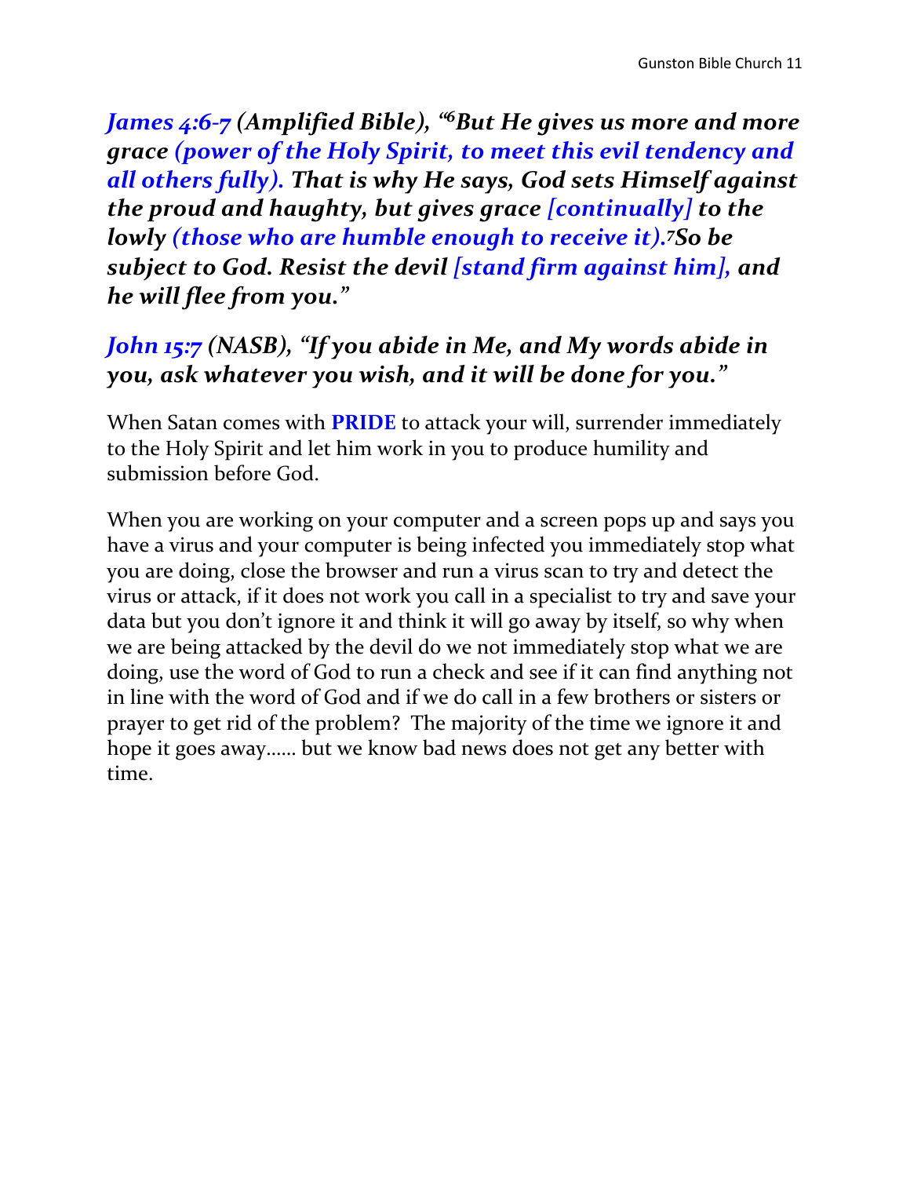***James 4:6-7 (Amplified Bible), "[6]But He gives us more and more grace (power of the Holy Spirit, to meet this evil tendency and all others fully). That is why He says, God sets Himself against the proud and haughty, but gives grace [continually] to the lowly (those who are humble enough to receive it).[7]So be subject to God. Resist the devil [stand firm against him], and he will flee from you."***

***John 15:7 (NASB), "If you abide in Me, and My words abide in you, ask whatever you wish, and it will be done for you."***

When Satan comes with **PRIDE** to attack your will, surrender immediately to the Holy Spirit and let him work in you to produce humility and submission before God.

When you are working on your computer and a screen pops up and says you have a virus and your computer is being infected you immediately stop what you are doing, close the browser and run a virus scan to try and detect the virus or attack, if it does not work you call in a specialist to try and save your data but you don't ignore it and think it will go away by itself, so why when we are being attacked by the devil do we not immediately stop what we are doing, use the word of God to run a check and see if it can find anything not in line with the word of God and if we do call in a few brothers or sisters or prayer to get rid of the problem? The majority of the time we ignore it and hope it goes away…… but we know bad news does not get any better with time.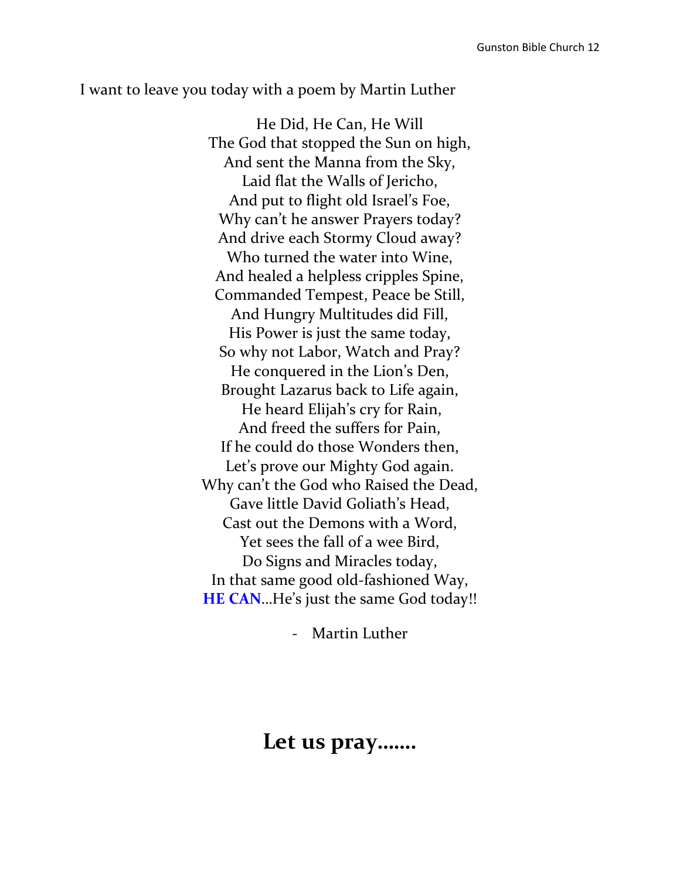I want to leave you today with a poem by Martin Luther

He Did, He Can, He Will  
The God that stopped the Sun on high,  
And sent the Manna from the Sky,  
Laid flat the Walls of Jericho,  
And put to flight old Israel's Foe,  
Why can't he answer Prayers today?  
And drive each Stormy Cloud away?  
Who turned the water into Wine,  
And healed a helpless cripples Spine,  
Commanded Tempest, Peace be Still,  
And Hungry Multitudes did Fill,  
His Power is just the same today,  
So why not Labor, Watch and Pray?  
He conquered in the Lion's Den,  
Brought Lazarus back to Life again,  
He heard Elijah's cry for Rain,  
And freed the suffers for Pain,  
If he could do those Wonders then,  
Let's prove our Mighty God again.  
Why can't the God who Raised the Dead,  
Gave little David Goliath's Head,  
Cast out the Demons with a Word,  
Yet sees the fall of a wee Bird,  
Do Signs and Miracles today,  
In that same good old-fashioned Way,  
**HE CAN**…He's just the same God today!!

- Martin Luther

# Let us pray…….